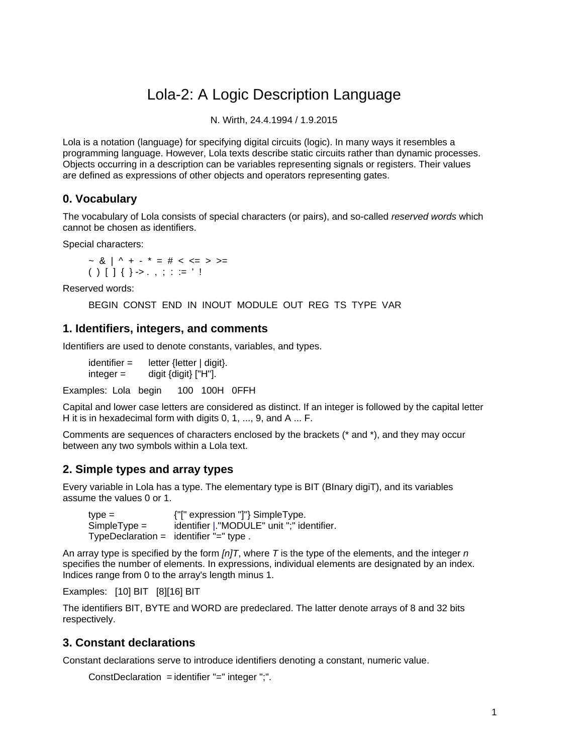# Lola-2: A Logic Description Language

N. Wirth, 24.4.1994 / 1.9.2015

Lola is a notation (language) for specifying digital circuits (logic). In many ways it resembles a programming language. However, Lola texts describe static circuits rather than dynamic processes. Objects occurring in a description can be variables representing signals or registers. Their values are defined as expressions of other objects and operators representing gates.

## 0. Vocabulary

The vocabulary of Lola consists of special characters (or pairs), and so-called *reserved words* which cannot be chosen as identifiers.

Special characters:

```
~  &  |  ^  +  -  *  =  #  <  <=  >  >=
(  )  [  ]  {  } -> .  ,  ;  :  :=  '  !
```

Reserved words:

```
BEGIN  CONST  END  IN  INOUT  MODULE  OUT  REG  TS  TYPE  VAR
```

## 1. Identifiers, integers, and comments

Identifiers are used to denote constants, variables, and types.

```
identifier =    letter {letter | digit}.
integer =       digit {digit} ["H"].
```

Examples: Lola   begin   100   100H   0FFH

Capital and lower case letters are considered as distinct. If an integer is followed by the capital letter H it is in hexadecimal form with digits 0, 1, ..., 9, and A ... F.

Comments are sequences of characters enclosed by the brackets (* and *), and they may occur between any two symbols within a Lola text.

## 2. Simple types and array types

Every variable in Lola has a type. The elementary type is BIT (BInary digiT), and its variables assume the values 0 or 1.

```
type =              {"[" expression "]"} SimpleType.
SimpleType =        identifier |."MODULE" unit ";" identifier.
TypeDeclaration =   identifier "=" type .
```

An array type is specified by the form *[n]T*, where *T* is the type of the elements, and the integer *n* specifies the number of elements. In expressions, individual elements are designated by an index. Indices range from 0 to the array's length minus 1.

Examples: [10] BIT   [8][16] BIT

The identifiers BIT, BYTE and WORD are predeclared. The latter denote arrays of 8 and 32 bits respectively.

## 3. Constant declarations

Constant declarations serve to introduce identifiers denoting a constant, numeric value.

```
ConstDeclaration  = identifier "=" integer ";".
```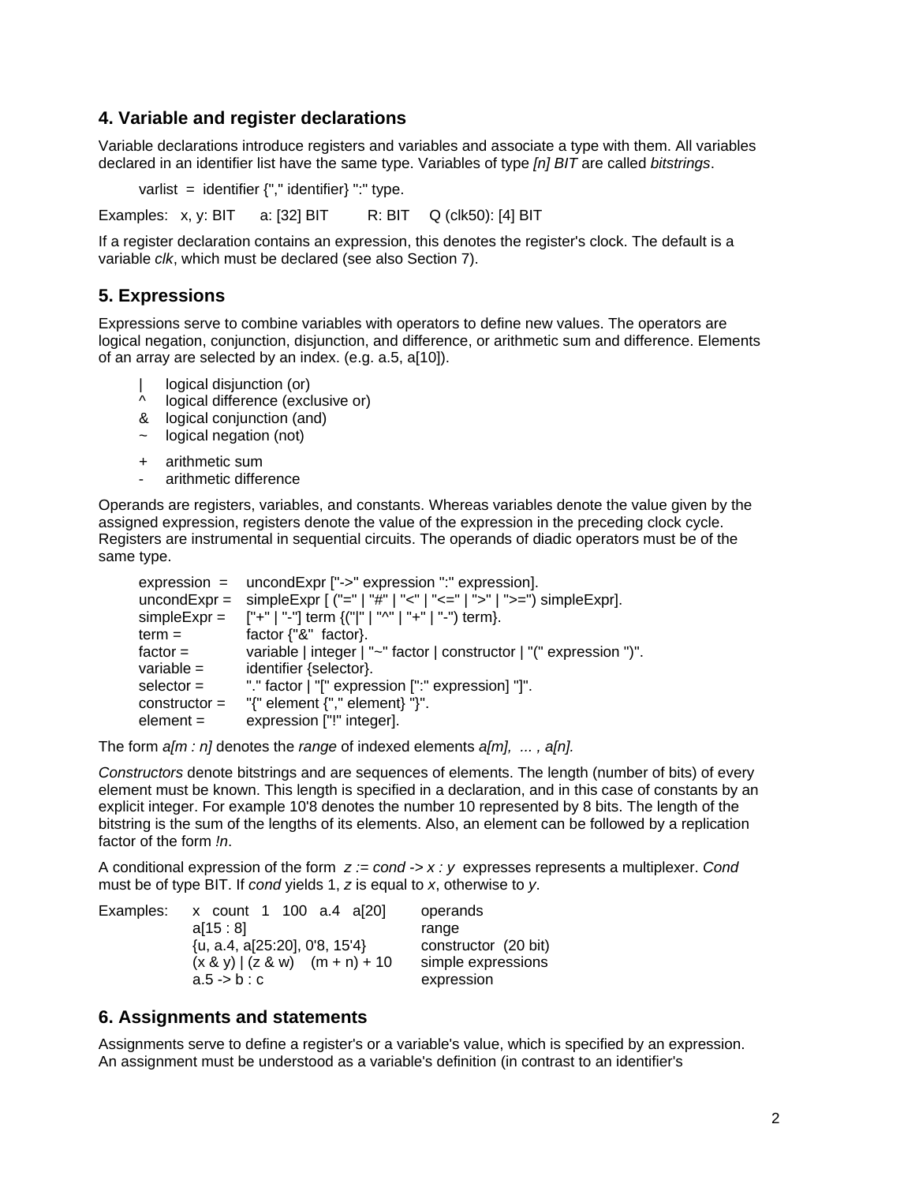## 4. Variable and register declarations

Variable declarations introduce registers and variables and associate a type with them. All variables declared in an identifier list have the same type. Variables of type *[n] BIT* are called *bitstrings*.

```
varlist  =  identifier {"," identifier} ":" type.
```

Examples:   x, y: BIT      a: [32] BIT        R: BIT    Q (clk50): [4] BIT

If a register declaration contains an expression, this denotes the register's clock. The default is a variable *clk*, which must be declared (see also Section 7).

## 5. Expressions

Expressions serve to combine variables with operators to define new values. The operators are logical negation, conjunction, disjunction, and difference, or arithmetic sum and difference. Elements of an array are selected by an index. (e.g. a.5, a[10]).

| | |
|---|---|
| \| | logical disjunction (or) |
| ^ | logical difference (exclusive or) |
| & | logical conjunction (and) |
| ~ | logical negation (not) |
| + | arithmetic sum |
| - | arithmetic difference |

Operands are registers, variables, and constants. Whereas variables denote the value given by the assigned expression, registers denote the value of the expression in the preceding clock cycle. Registers are instrumental in sequential circuits. The operands of diadic operators must be of the same type.

```
expression  =   uncondExpr ["->" expression ":" expression].
uncondExpr =   simpleExpr [ ("=" | "#" | "<" | "<=" | ">" | ">=") simpleExpr].
simpleExpr =   ["+" | "-"] term {("|" | "^" | "+" | "-") term}.
term =         factor {"&"  factor}.
factor =       variable | integer | "~" factor | constructor | "(" expression ")".
variable =     identifier {selector}.
selector =     "." factor | "[" expression [":" expression] "]".
constructor =  "{" element {"," element} "}".
element =      expression ["!" integer].
```

The form *a[m : n]* denotes the *range* of indexed elements *a[m], ... , a[n].*

*Constructors* denote bitstrings and are sequences of elements. The length (number of bits) of every element must be known. This length is specified in a declaration, and in this case of constants by an explicit integer. For example 10'8 denotes the number 10 represented by 8 bits. The length of the bitstring is the sum of the lengths of its elements. Also, an element can be followed by a replication factor of the form *!n*.

A conditional expression of the form *z := cond -> x : y* expresses represents a multiplexer. *Cond* must be of type BIT. If *cond* yields 1, *z* is equal to *x*, otherwise to *y*.

```
Examples:   x  count  1  100  a.4  a[20]        operands
            a[15 : 8]                           range
            {u, a.4, a[25:20], 0'8, 15'4}       constructor  (20 bit)
            (x & y) | (z & w)   (m + n) + 10    simple expressions
            a.5 -> b : c                        expression
```

## 6. Assignments and statements

Assignments serve to define a register's or a variable's value, which is specified by an expression. An assignment must be understood as a variable's definition (in contrast to an identifier's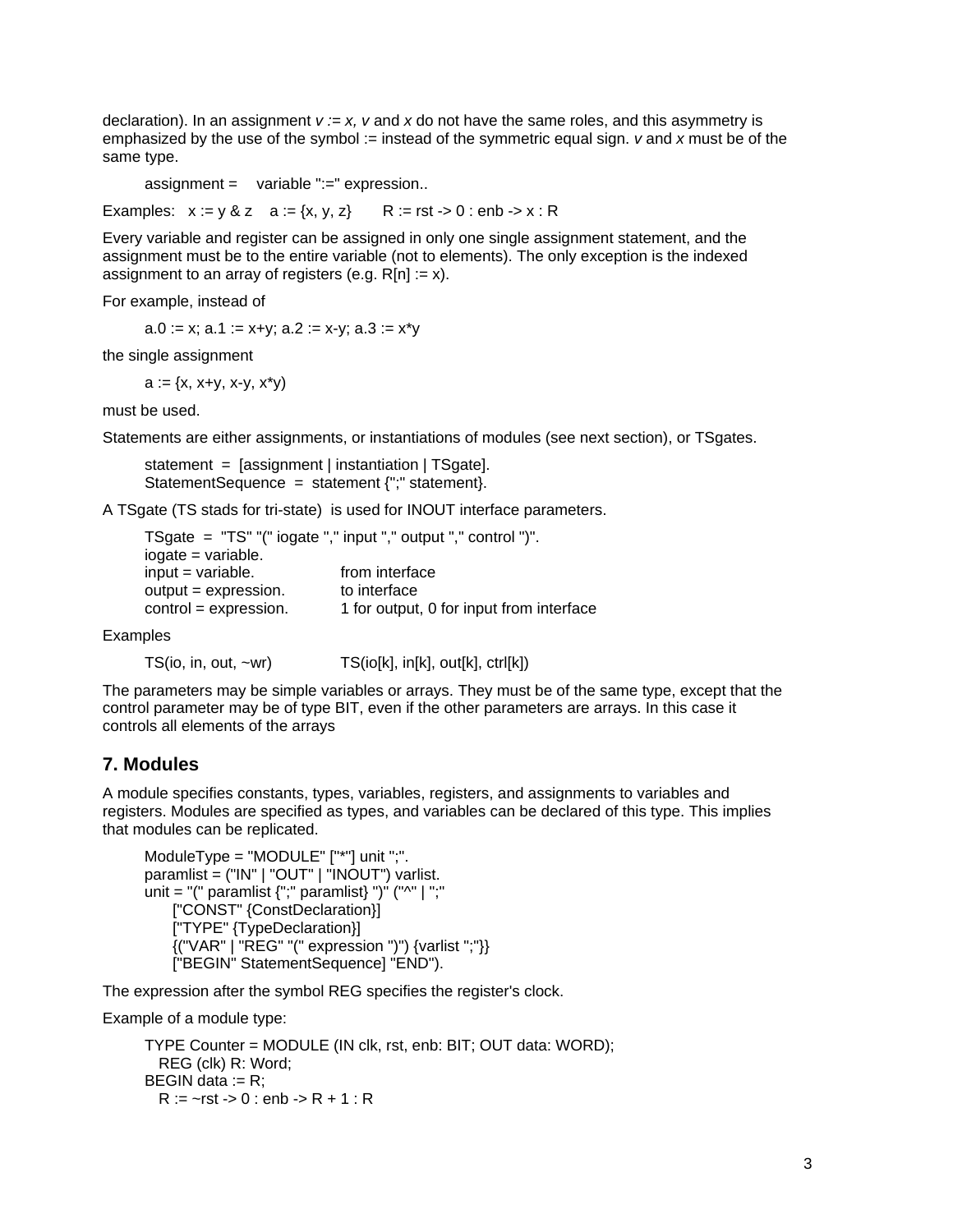declaration). In an assignment *v := x, v* and *x* do not have the same roles, and this asymmetry is emphasized by the use of the symbol := instead of the symmetric equal sign. *v* and *x* must be of the same type.

```
assignment =    variable ":=" expression..
```

Examples: x := y & z    a := {x, y, z}    R := rst -> 0 : enb -> x : R

Every variable and register can be assigned in only one single assignment statement, and the assignment must be to the entire variable (not to elements). The only exception is the indexed assignment to an array of registers (e.g. R[n] := x).

For example, instead of

```
a.0 := x; a.1 := x+y; a.2 := x-y; a.3 := x*y
```

the single assignment

```
a := {x, x+y, x-y, x*y)
```

must be used.

Statements are either assignments, or instantiations of modules (see next section), or TSgates.

```
statement  =  [assignment | instantiation | TSgate].
StatementSequence  =  statement {";" statement}.
```

A TSgate (TS stads for tri-state) is used for INOUT interface parameters.

```
TSgate  =  "TS" "(" iogate "," input "," output "," control ")".
iogate = variable.
input = variable.          from interface
output = expression.       to interface
control = expression.      1 for output, 0 for input from interface
```

Examples

```
TS(io, in, out, ~wr)          TS(io[k], in[k], out[k], ctrl[k])
```

The parameters may be simple variables or arrays. They must be of the same type, except that the control parameter may be of type BIT, even if the other parameters are arrays. In this case it controls all elements of the arrays

## 7. Modules

A module specifies constants, types, variables, registers, and assignments to variables and registers. Modules are specified as types, and variables can be declared of this type. This implies that modules can be replicated.

```
ModuleType = "MODULE" ["*"] unit ";".
paramlist = ("IN" | "OUT" | "INOUT") varlist.
unit = "(" paramlist {";" paramlist} ")" ("^" | ";"
     ["CONST" {ConstDeclaration}]
     ["TYPE" {TypeDeclaration}]
     {("VAR" | "REG" "(" expression ")") {varlist ";"}}
     ["BEGIN" StatementSequence] "END").
```

The expression after the symbol REG specifies the register's clock.

Example of a module type:

```
TYPE Counter = MODULE (IN clk, rst, enb: BIT; OUT data: WORD);
  REG (clk) R: Word;
BEGIN data := R;
  R := ~rst -> 0 : enb -> R + 1 : R
```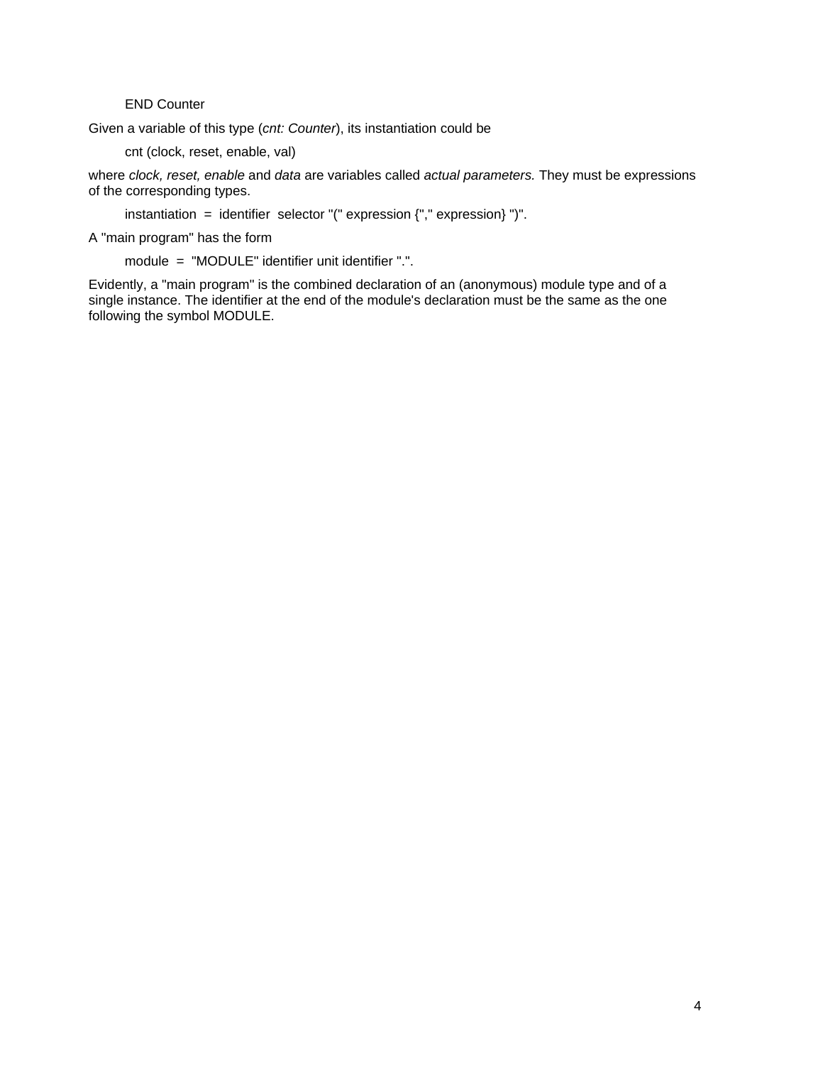```
END Counter
```

Given a variable of this type (*cnt: Counter*), its instantiation could be

```
cnt (clock, reset, enable, val)
```

where *clock, reset, enable* and *data* are variables called *actual parameters.* They must be expressions of the corresponding types.

```
instantiation  =  identifier  selector "(" expression {"," expression} ")".
```

A "main program" has the form

```
module  =  "MODULE" identifier unit identifier ".".
```

Evidently, a "main program" is the combined declaration of an (anonymous) module type and of a single instance. The identifier at the end of the module's declaration must be the same as the one following the symbol MODULE.